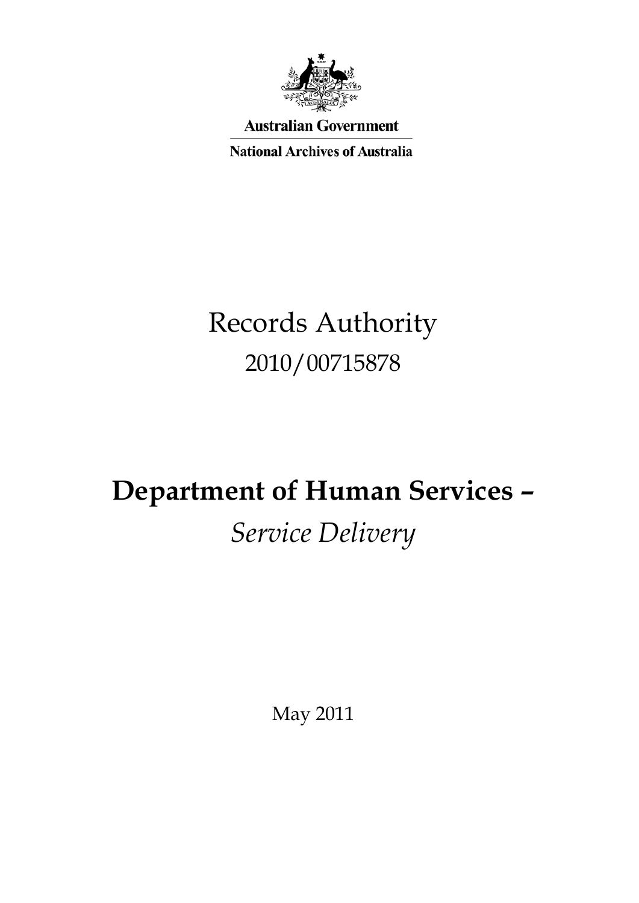Australian Government

National Archives of Australia

# Records Authority

2010/00715878

# Department of Human Services –

*Service Delivery*

May 2011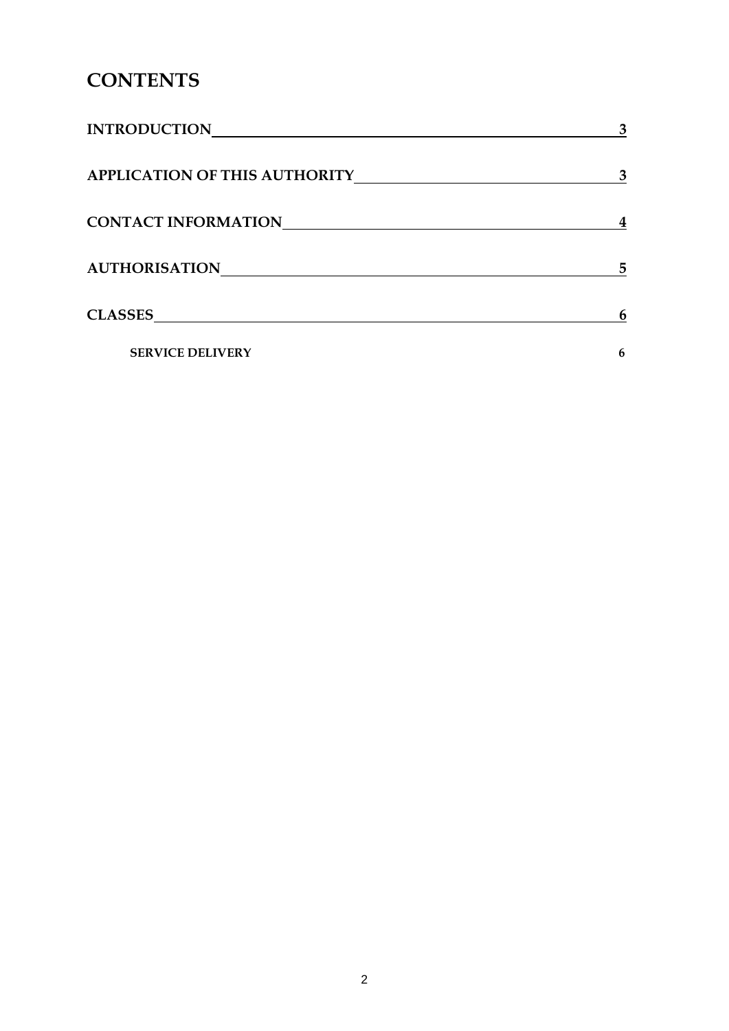# CONTENTS

INTRODUCTION 3

APPLICATION OF THIS AUTHORITY 3

CONTACT INFORMATION 4

AUTHORISATION 5

CLASSES 6

SERVICE DELIVERY 6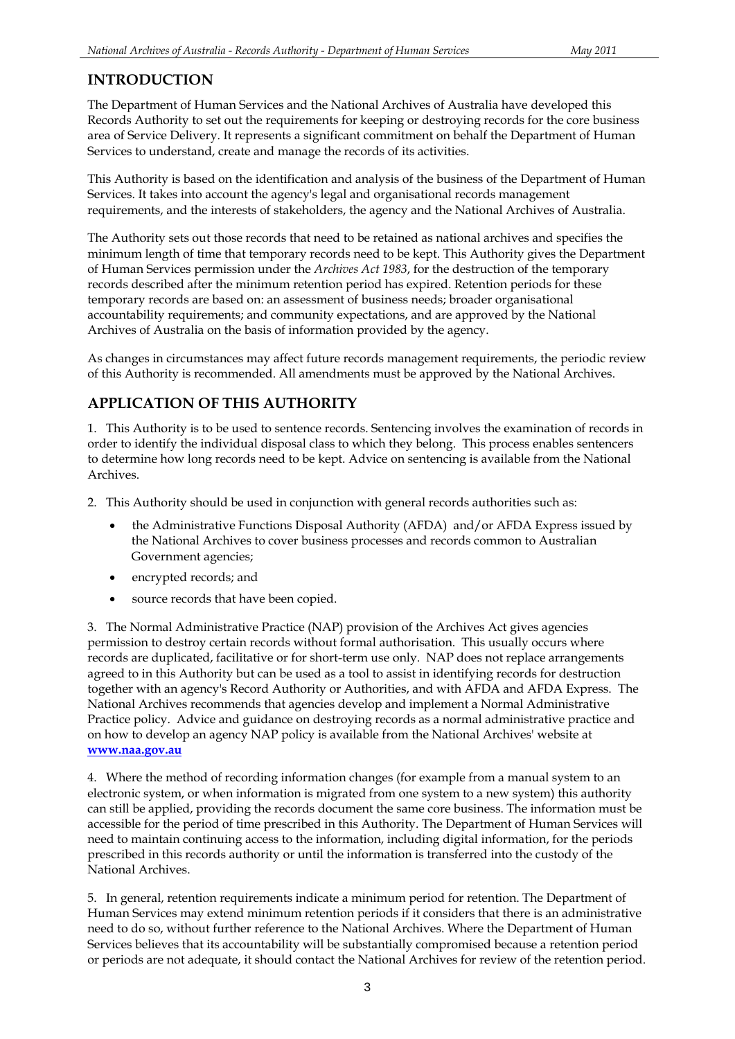## INTRODUCTION

The Department of Human Services and the National Archives of Australia have developed this Records Authority to set out the requirements for keeping or destroying records for the core business area of Service Delivery. It represents a significant commitment on behalf the Department of Human Services to understand, create and manage the records of its activities.

This Authority is based on the identification and analysis of the business of the Department of Human Services. It takes into account the agency's legal and organisational records management requirements, and the interests of stakeholders, the agency and the National Archives of Australia.

The Authority sets out those records that need to be retained as national archives and specifies the minimum length of time that temporary records need to be kept. This Authority gives the Department of Human Services permission under the *Archives Act 1983*, for the destruction of the temporary records described after the minimum retention period has expired. Retention periods for these temporary records are based on: an assessment of business needs; broader organisational accountability requirements; and community expectations, and are approved by the National Archives of Australia on the basis of information provided by the agency.

As changes in circumstances may affect future records management requirements, the periodic review of this Authority is recommended. All amendments must be approved by the National Archives.

## APPLICATION OF THIS AUTHORITY

1. This Authority is to be used to sentence records. Sentencing involves the examination of records in order to identify the individual disposal class to which they belong. This process enables sentencers to determine how long records need to be kept. Advice on sentencing is available from the National Archives.

2. This Authority should be used in conjunction with general records authorities such as:

   - the Administrative Functions Disposal Authority (AFDA) and/or AFDA Express issued by the National Archives to cover business processes and records common to Australian Government agencies;
   - encrypted records; and
   - source records that have been copied.

3. The Normal Administrative Practice (NAP) provision of the Archives Act gives agencies permission to destroy certain records without formal authorisation. This usually occurs where records are duplicated, facilitative or for short-term use only. NAP does not replace arrangements agreed to in this Authority but can be used as a tool to assist in identifying records for destruction together with an agency's Record Authority or Authorities, and with AFDA and AFDA Express. The National Archives recommends that agencies develop and implement a Normal Administrative Practice policy. Advice and guidance on destroying records as a normal administrative practice and on how to develop an agency NAP policy is available from the National Archives' website at **www.naa.gov.au**

4. Where the method of recording information changes (for example from a manual system to an electronic system, or when information is migrated from one system to a new system) this authority can still be applied, providing the records document the same core business. The information must be accessible for the period of time prescribed in this Authority. The Department of Human Services will need to maintain continuing access to the information, including digital information, for the periods prescribed in this records authority or until the information is transferred into the custody of the National Archives.

5. In general, retention requirements indicate a minimum period for retention. The Department of Human Services may extend minimum retention periods if it considers that there is an administrative need to do so, without further reference to the National Archives. Where the Department of Human Services believes that its accountability will be substantially compromised because a retention period or periods are not adequate, it should contact the National Archives for review of the retention period.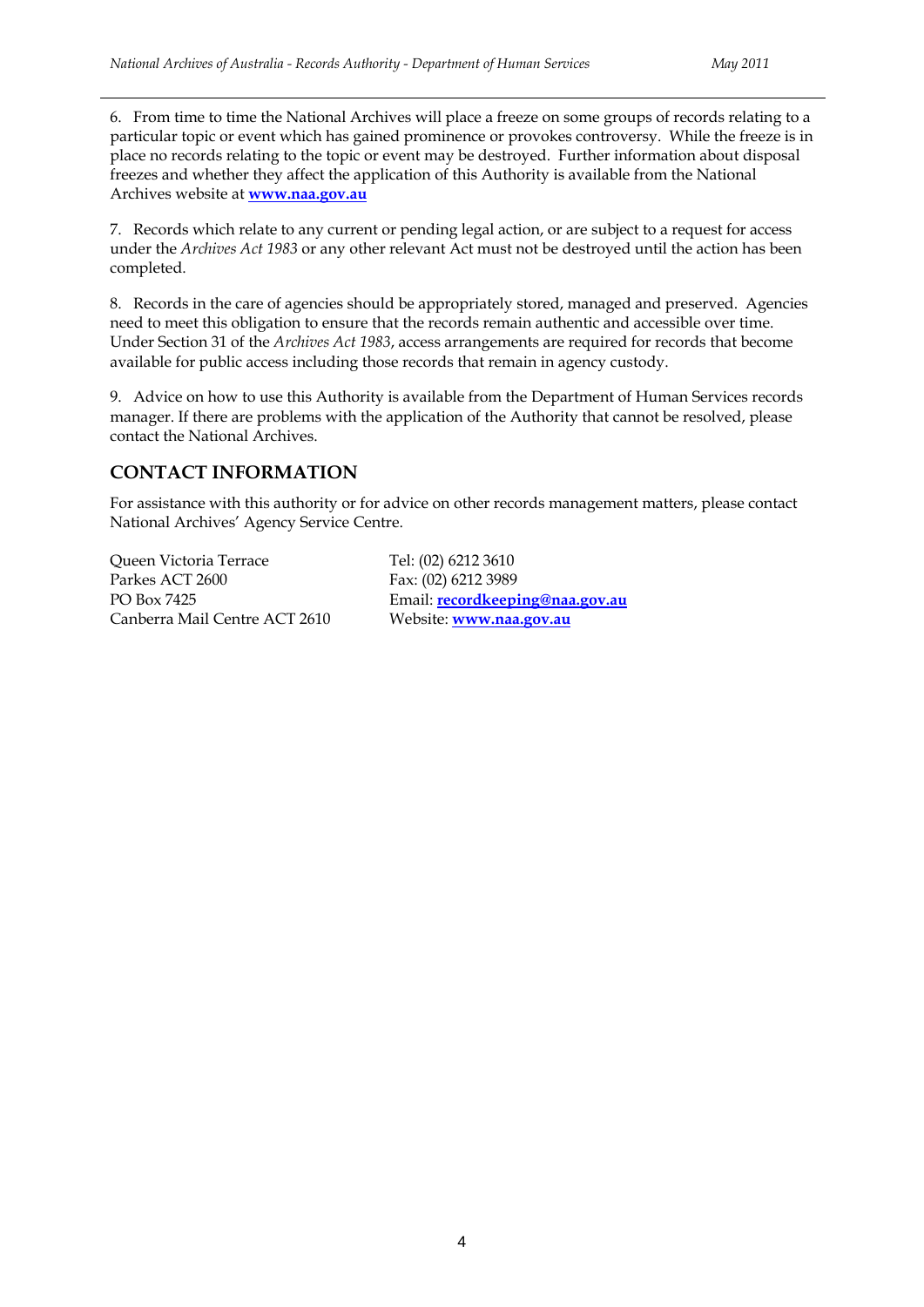6. From time to time the National Archives will place a freeze on some groups of records relating to a particular topic or event which has gained prominence or provokes controversy. While the freeze is in place no records relating to the topic or event may be destroyed. Further information about disposal freezes and whether they affect the application of this Authority is available from the National Archives website at **[www.naa.gov.au](http://www.naa.gov.au)**

7. Records which relate to any current or pending legal action, or are subject to a request for access under the *Archives Act 1983* or any other relevant Act must not be destroyed until the action has been completed.

8. Records in the care of agencies should be appropriately stored, managed and preserved. Agencies need to meet this obligation to ensure that the records remain authentic and accessible over time. Under Section 31 of the *Archives Act 1983*, access arrangements are required for records that become available for public access including those records that remain in agency custody.

9. Advice on how to use this Authority is available from the Department of Human Services records manager. If there are problems with the application of the Authority that cannot be resolved, please contact the National Archives.

## CONTACT INFORMATION

For assistance with this authority or for advice on other records management matters, please contact National Archives' Agency Service Centre.

Queen Victoria Terrace
Parkes ACT 2600
PO Box 7425
Canberra Mail Centre ACT 2610

Tel: (02) 6212 3610
Fax: (02) 6212 3989
Email: **[recordkeeping@naa.gov.au](mailto:recordkeeping@naa.gov.au)**
Website: **[www.naa.gov.au](http://www.naa.gov.au)**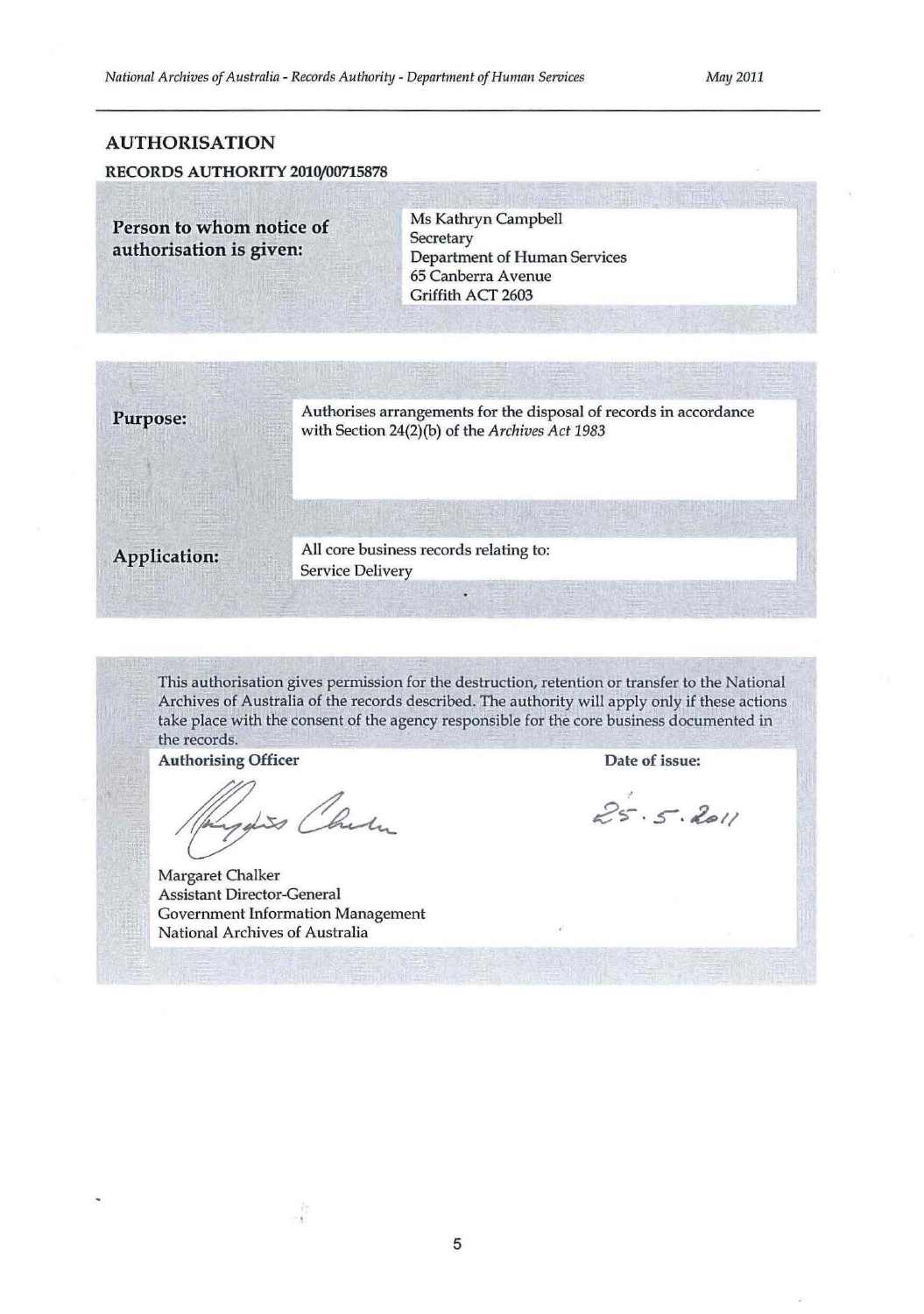## AUTHORISATION

### RECORDS AUTHORITY 2010/00715878

| | |
|---|---|
| **Person to whom notice of authorisation is given:** | Ms Kathryn Campbell<br>Secretary<br>Department of Human Services<br>65 Canberra Avenue<br>Griffith ACT 2603 |

| | |
|---|---|
| **Purpose:** | Authorises arrangements for the disposal of records in accordance with Section 24(2)(b) of the *Archives Act 1983* |
| **Application:** | All core business records relating to:<br>Service Delivery |

This authorisation gives permission for the destruction, retention or transfer to the National Archives of Australia of the records described. The authority will apply only if these actions take place with the consent of the agency responsible for the core business documented in the records.

**Authorising Officer**

Margaret Chalker
Assistant Director-General
Government Information Management
National Archives of Australia

**Date of issue:**

25.5.2011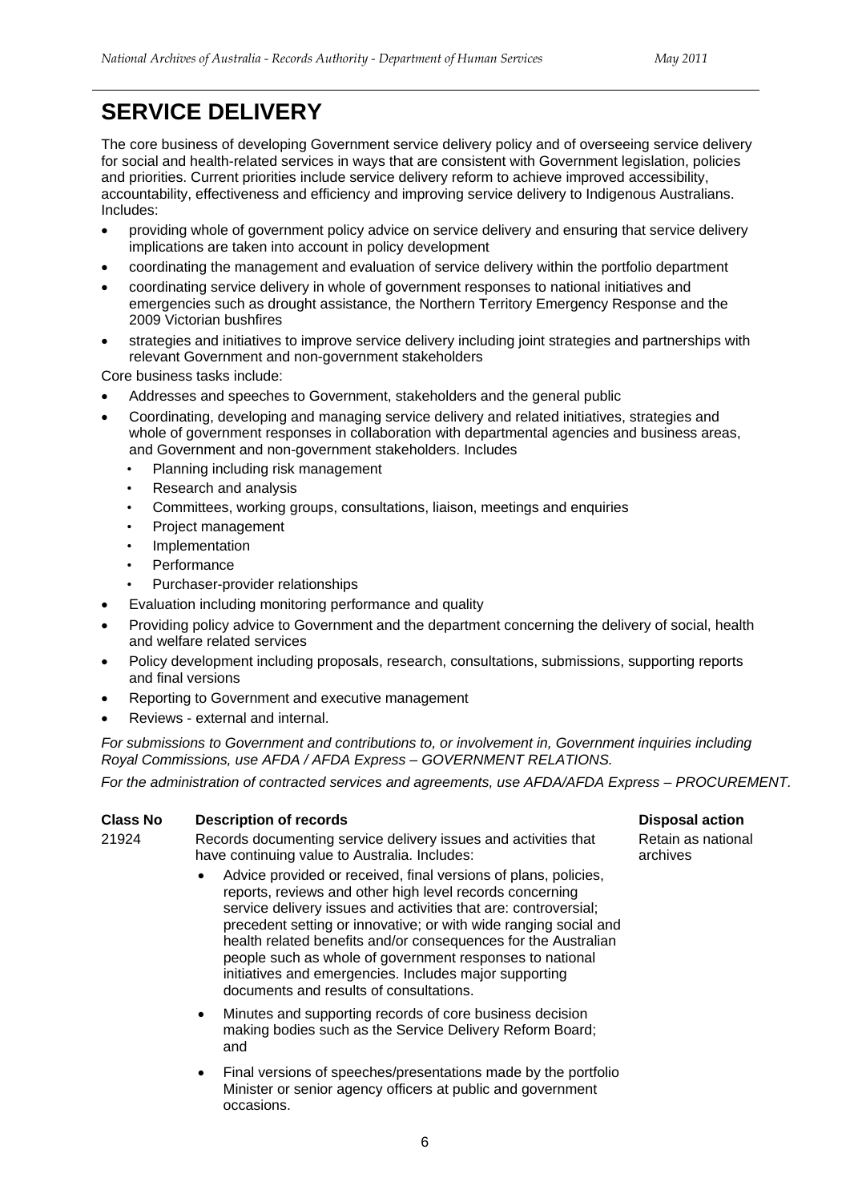# SERVICE DELIVERY

The core business of developing Government service delivery policy and of overseeing service delivery for social and health-related services in ways that are consistent with Government legislation, policies and priorities. Current priorities include service delivery reform to achieve improved accessibility, accountability, effectiveness and efficiency and improving service delivery to Indigenous Australians. Includes:

- providing whole of government policy advice on service delivery and ensuring that service delivery implications are taken into account in policy development
- coordinating the management and evaluation of service delivery within the portfolio department
- coordinating service delivery in whole of government responses to national initiatives and emergencies such as drought assistance, the Northern Territory Emergency Response and the 2009 Victorian bushfires
- strategies and initiatives to improve service delivery including joint strategies and partnerships with relevant Government and non-government stakeholders

Core business tasks include:

- Addresses and speeches to Government, stakeholders and the general public
- Coordinating, developing and managing service delivery and related initiatives, strategies and whole of government responses in collaboration with departmental agencies and business areas, and Government and non-government stakeholders. Includes
  - Planning including risk management
  - Research and analysis
  - Committees, working groups, consultations, liaison, meetings and enquiries
  - Project management
  - Implementation
  - Performance
  - Purchaser-provider relationships
- Evaluation including monitoring performance and quality
- Providing policy advice to Government and the department concerning the delivery of social, health and welfare related services
- Policy development including proposals, research, consultations, submissions, supporting reports and final versions
- Reporting to Government and executive management
- Reviews - external and internal.

*For submissions to Government and contributions to, or involvement in, Government inquiries including Royal Commissions, use AFDA / AFDA Express – GOVERNMENT RELATIONS.*

*For the administration of contracted services and agreements, use AFDA/AFDA Express – PROCUREMENT.*

| Class No | Description of records | Disposal action |
|---|---|---|
| 21924 | Records documenting service delivery issues and activities that have continuing value to Australia. Includes:<br>• Advice provided or received, final versions of plans, policies, reports, reviews and other high level records concerning service delivery issues and activities that are: controversial; precedent setting or innovative; or with wide ranging social and health related benefits and/or consequences for the Australian people such as whole of government responses to national initiatives and emergencies. Includes major supporting documents and results of consultations.<br>• Minutes and supporting records of core business decision making bodies such as the Service Delivery Reform Board; and<br>• Final versions of speeches/presentations made by the portfolio Minister or senior agency officers at public and government occasions. | Retain as national archives |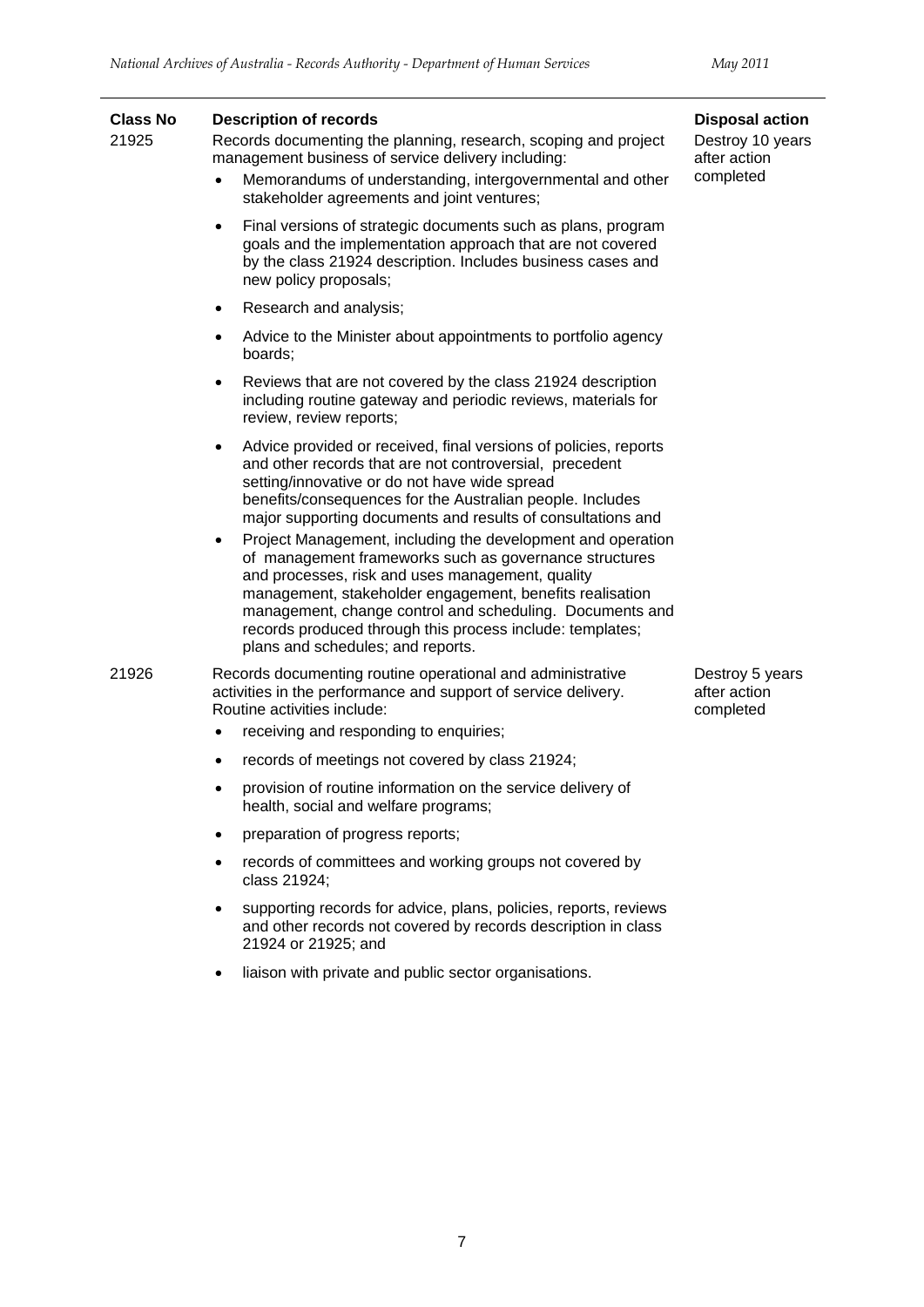| Class No | Description of records | Disposal action |
|---|---|---|
| 21925 | Records documenting the planning, research, scoping and project management business of service delivery including:<br>• Memorandums of understanding, intergovernmental and other stakeholder agreements and joint ventures;<br>• Final versions of strategic documents such as plans, program goals and the implementation approach that are not covered by the class 21924 description. Includes business cases and new policy proposals;<br>• Research and analysis;<br>• Advice to the Minister about appointments to portfolio agency boards;<br>• Reviews that are not covered by the class 21924 description including routine gateway and periodic reviews, materials for review, review reports;<br>• Advice provided or received, final versions of policies, reports and other records that are not controversial, precedent setting/innovative or do not have wide spread benefits/consequences for the Australian people. Includes major supporting documents and results of consultations and<br>• Project Management, including the development and operation of management frameworks such as governance structures and processes, risk and uses management, quality management, stakeholder engagement, benefits realisation management, change control and scheduling. Documents and records produced through this process include: templates; plans and schedules; and reports. | Destroy 10 years after action completed |
| 21926 | Records documenting routine operational and administrative activities in the performance and support of service delivery. Routine activities include:<br>• receiving and responding to enquiries;<br>• records of meetings not covered by class 21924;<br>• provision of routine information on the service delivery of health, social and welfare programs;<br>• preparation of progress reports;<br>• records of committees and working groups not covered by class 21924;<br>• supporting records for advice, plans, policies, reports, reviews and other records not covered by records description in class 21924 or 21925; and<br>• liaison with private and public sector organisations. | Destroy 5 years after action completed |